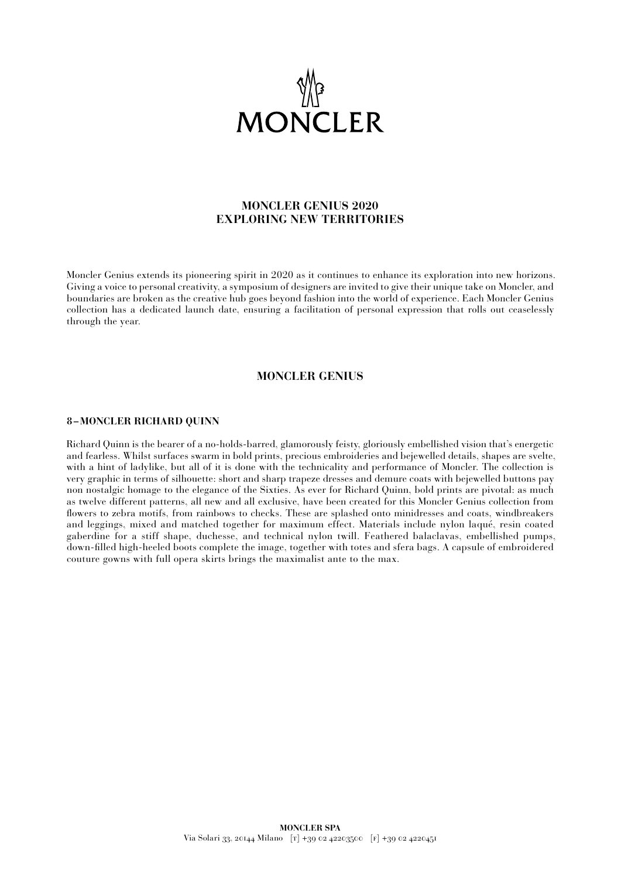MONCLER

# MONCLER GENIUS 2020
# EXPLORING NEW TERRITORIES

Moncler Genius extends its pioneering spirit in 2020 as it continues to enhance its exploration into new horizons. Giving a voice to personal creativity, a symposium of designers are invited to give their unique take on Moncler, and boundaries are broken as the creative hub goes beyond fashion into the world of experience. Each Moncler Genius collection has a dedicated launch date, ensuring a facilitation of personal expression that rolls out ceaselessly through the year.

## MONCLER GENIUS

### 8 – MONCLER RICHARD QUINN

Richard Quinn is the bearer of a no-holds-barred, glamorously feisty, gloriously embellished vision that's energetic and fearless. Whilst surfaces swarm in bold prints, precious embroideries and bejewelled details, shapes are svelte, with a hint of ladylike, but all of it is done with the technicality and performance of Moncler. The collection is very graphic in terms of silhouette: short and sharp trapeze dresses and demure coats with bejewelled buttons pay non nostalgic homage to the elegance of the Sixties. As ever for Richard Quinn, bold prints are pivotal: as much as twelve different patterns, all new and all exclusive, have been created for this Moncler Genius collection from flowers to zebra motifs, from rainbows to checks. These are splashed onto minidresses and coats, windbreakers and leggings, mixed and matched together for maximum effect. Materials include nylon laqué, resin coated gaberdine for a stiff shape, duchesse, and technical nylon twill. Feathered balaclavas, embellished pumps, down-filled high-heeled boots complete the image, together with totes and sfera bags. A capsule of embroidered couture gowns with full opera skirts brings the maximalist ante to the max.

**MONCLER SPA**
Via Solari 33, 20144 Milano [T] +39 02 42203500 [F] +39 02 4220451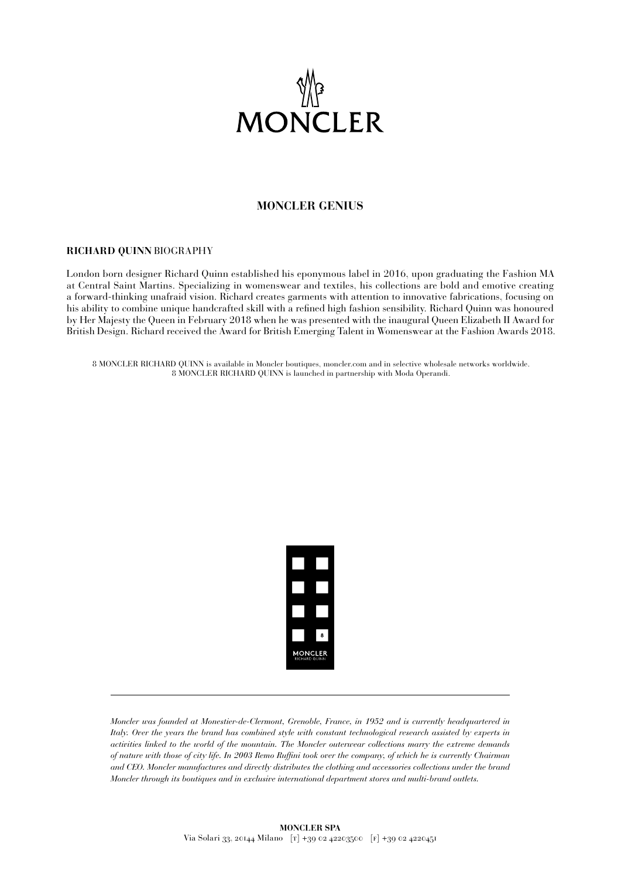# MONCLER

## MONCLER GENIUS

### **RICHARD QUINN** BIOGRAPHY

London born designer Richard Quinn established his eponymous label in 2016, upon graduating the Fashion MA at Central Saint Martins. Specializing in womenswear and textiles, his collections are bold and emotive creating a forward-thinking unafraid vision. Richard creates garments with attention to innovative fabrications, focusing on his ability to combine unique handcrafted skill with a refined high fashion sensibility. Richard Quinn was honoured by Her Majesty the Queen in February 2018 when he was presented with the inaugural Queen Elizabeth II Award for British Design. Richard received the Award for British Emerging Talent in Womenswear at the Fashion Awards 2018.

8 MONCLER RICHARD QUINN is available in Moncler boutiques, moncler.com and in selective wholesale networks worldwide.
8 MONCLER RICHARD QUINN is launched in partnership with Moda Operandi.

8
MONCLER
RICHARD QUINN

---

*Moncler was founded at Monestier-de-Clermont, Grenoble, France, in 1952 and is currently headquartered in Italy. Over the years the brand has combined style with constant technological research assisted by experts in activities linked to the world of the mountain. The Moncler outerwear collections marry the extreme demands of nature with those of city life. In 2003 Remo Ruffini took over the company, of which he is currently Chairman and CEO. Moncler manufactures and directly distributes the clothing and accessories collections under the brand Moncler through its boutiques and in exclusive international department stores and multi-brand outlets.*

**MONCLER SPA**
Via Solari 33, 20144 Milano [T] +39 02 42203500 [F] +39 02 4220451